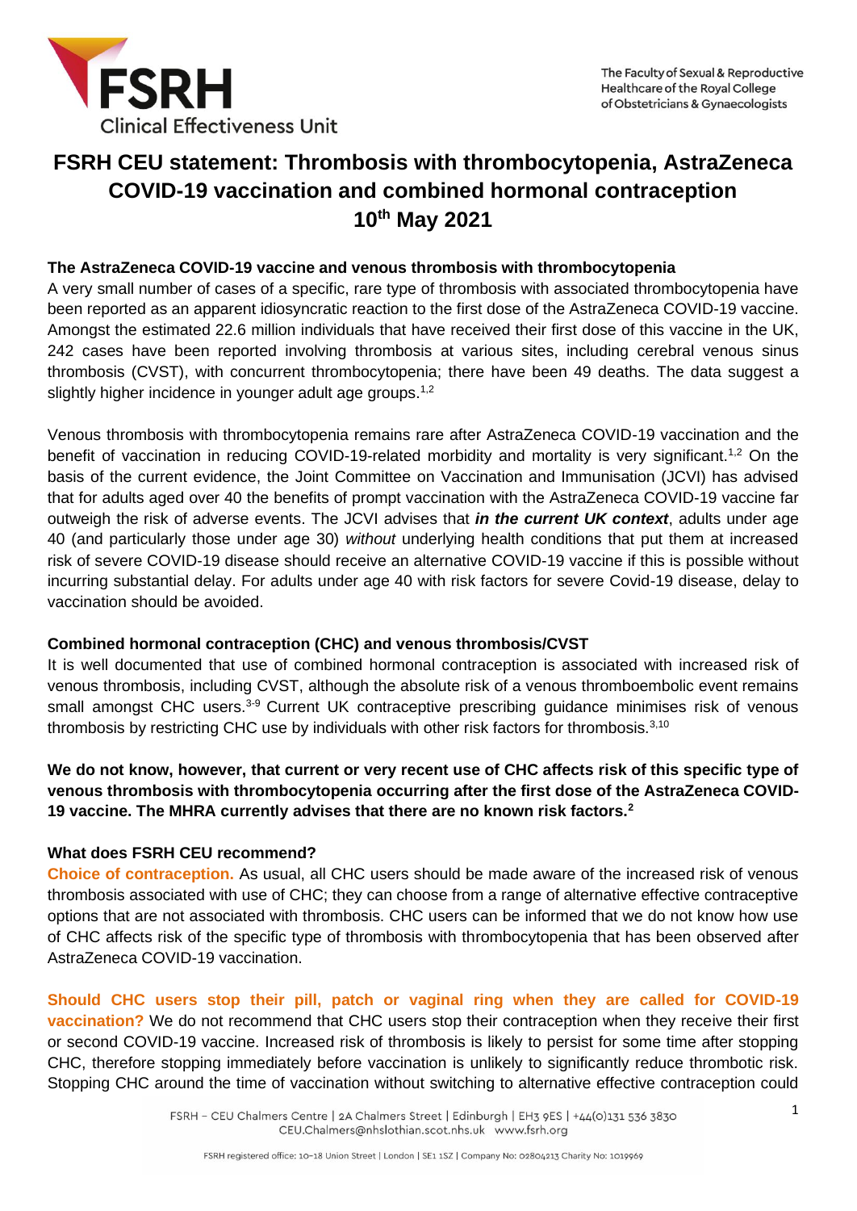# FSRH CEU statement: Thrombosis with thrombocytopenia, AstraZeneca COVID-19 vaccination and combined hormonal contraception 10th May 2021

### The AstraZeneca COVID-19 vaccine and venous thrombosis with thrombocytopenia

A very small number of cases of a specific, rare type of thrombosis with associated thrombocytopenia have been reported as an apparent idiosyncratic reaction to the first dose of the AstraZeneca COVID-19 vaccine. Amongst the estimated 22.6 million individuals that have received their first dose of this vaccine in the UK, 242 cases have been reported involving thrombosis at various sites, including cerebral venous sinus thrombosis (CVST), with concurrent thrombocytopenia; there have been 49 deaths. The data suggest a slightly higher incidence in younger adult age groups.[1,2]

Venous thrombosis with thrombocytopenia remains rare after AstraZeneca COVID-19 vaccination and the benefit of vaccination in reducing COVID-19-related morbidity and mortality is very significant.[1,2] On the basis of the current evidence, the Joint Committee on Vaccination and Immunisation (JCVI) has advised that for adults aged over 40 the benefits of prompt vaccination with the AstraZeneca COVID-19 vaccine far outweigh the risk of adverse events. The JCVI advises that ***in the current UK context***, adults under age 40 (and particularly those under age 30) *without* underlying health conditions that put them at increased risk of severe COVID-19 disease should receive an alternative COVID-19 vaccine if this is possible without incurring substantial delay. For adults under age 40 with risk factors for severe Covid-19 disease, delay to vaccination should be avoided.

### Combined hormonal contraception (CHC) and venous thrombosis/CVST

It is well documented that use of combined hormonal contraception is associated with increased risk of venous thrombosis, including CVST, although the absolute risk of a venous thromboembolic event remains small amongst CHC users.[3-9] Current UK contraceptive prescribing guidance minimises risk of venous thrombosis by restricting CHC use by individuals with other risk factors for thrombosis.[3,10]

**We do not know, however, that current or very recent use of CHC affects risk of this specific type of venous thrombosis with thrombocytopenia occurring after the first dose of the AstraZeneca COVID-19 vaccine. The MHRA currently advises that there are no known risk factors.[2]**

### What does FSRH CEU recommend?

**Choice of contraception.** As usual, all CHC users should be made aware of the increased risk of venous thrombosis associated with use of CHC; they can choose from a range of alternative effective contraceptive options that are not associated with thrombosis. CHC users can be informed that we do not know how use of CHC affects risk of the specific type of thrombosis with thrombocytopenia that has been observed after AstraZeneca COVID-19 vaccination.

**Should CHC users stop their pill, patch or vaginal ring when they are called for COVID-19 vaccination?** We do not recommend that CHC users stop their contraception when they receive their first or second COVID-19 vaccine. Increased risk of thrombosis is likely to persist for some time after stopping CHC, therefore stopping immediately before vaccination is unlikely to significantly reduce thrombotic risk. Stopping CHC around the time of vaccination without switching to alternative effective contraception could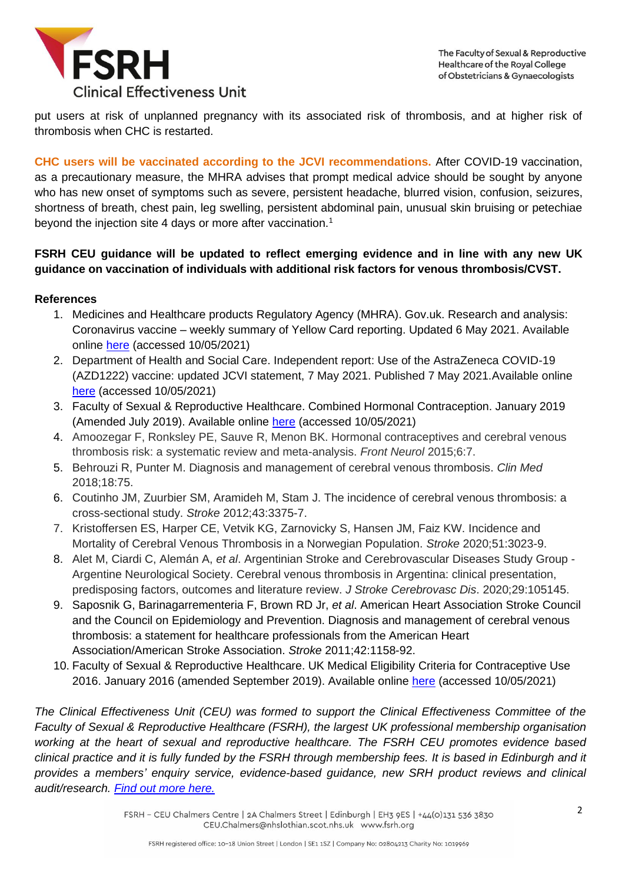put users at risk of unplanned pregnancy with its associated risk of thrombosis, and at higher risk of thrombosis when CHC is restarted.

**CHC users will be vaccinated according to the JCVI recommendations.** After COVID-19 vaccination, as a precautionary measure, the MHRA advises that prompt medical advice should be sought by anyone who has new onset of symptoms such as severe, persistent headache, blurred vision, confusion, seizures, shortness of breath, chest pain, leg swelling, persistent abdominal pain, unusual skin bruising or petechiae beyond the injection site 4 days or more after vaccination.[1]

**FSRH CEU guidance will be updated to reflect emerging evidence and in line with any new UK guidance on vaccination of individuals with additional risk factors for venous thrombosis/CVST.**

**References**

1. Medicines and Healthcare products Regulatory Agency (MHRA). Gov.uk. Research and analysis: Coronavirus vaccine – weekly summary of Yellow Card reporting. Updated 6 May 2021. Available online here (accessed 10/05/2021)
2. Department of Health and Social Care. Independent report: Use of the AstraZeneca COVID-19 (AZD1222) vaccine: updated JCVI statement, 7 May 2021. Published 7 May 2021.Available online here (accessed 10/05/2021)
3. Faculty of Sexual & Reproductive Healthcare. Combined Hormonal Contraception. January 2019 (Amended July 2019). Available online here (accessed 10/05/2021)
4. Amoozegar F, Ronksley PE, Sauve R, Menon BK. Hormonal contraceptives and cerebral venous thrombosis risk: a systematic review and meta-analysis. *Front Neurol* 2015;6:7.
5. Behrouzi R, Punter M. Diagnosis and management of cerebral venous thrombosis. *Clin Med* 2018;18:75.
6. Coutinho JM, Zuurbier SM, Aramideh M, Stam J. The incidence of cerebral venous thrombosis: a cross-sectional study. *Stroke* 2012;43:3375-7.
7. Kristoffersen ES, Harper CE, Vetvik KG, Zarnovicky S, Hansen JM, Faiz KW. Incidence and Mortality of Cerebral Venous Thrombosis in a Norwegian Population. *Stroke* 2020;51:3023-9.
8. Alet M, Ciardi C, Alemán A, *et al*. Argentinian Stroke and Cerebrovascular Diseases Study Group - Argentine Neurological Society. Cerebral venous thrombosis in Argentina: clinical presentation, predisposing factors, outcomes and literature review. *J Stroke Cerebrovasc Dis*. 2020;29:105145.
9. Saposnik G, Barinagarrementeria F, Brown RD Jr, *et al*. American Heart Association Stroke Council and the Council on Epidemiology and Prevention. Diagnosis and management of cerebral venous thrombosis: a statement for healthcare professionals from the American Heart Association/American Stroke Association. *Stroke* 2011;42:1158-92.
10. Faculty of Sexual & Reproductive Healthcare. UK Medical Eligibility Criteria for Contraceptive Use 2016. January 2016 (amended September 2019). Available online here (accessed 10/05/2021)

*The Clinical Effectiveness Unit (CEU) was formed to support the Clinical Effectiveness Committee of the Faculty of Sexual & Reproductive Healthcare (FSRH), the largest UK professional membership organisation working at the heart of sexual and reproductive healthcare. The FSRH CEU promotes evidence based clinical practice and it is fully funded by the FSRH through membership fees. It is based in Edinburgh and it provides a members' enquiry service, evidence-based guidance, new SRH product reviews and clinical audit/research. Find out more here.*

FSRH – CEU Chalmers Centre | 2A Chalmers Street | Edinburgh | EH3 9ES | +44(0)131 536 3830
CEU.Chalmers@nhslothian.scot.nhs.uk www.fsrh.org

FSRH registered office: 10-18 Union Street | London | SE1 1SZ | Company No: 02804213 Charity No: 1019969